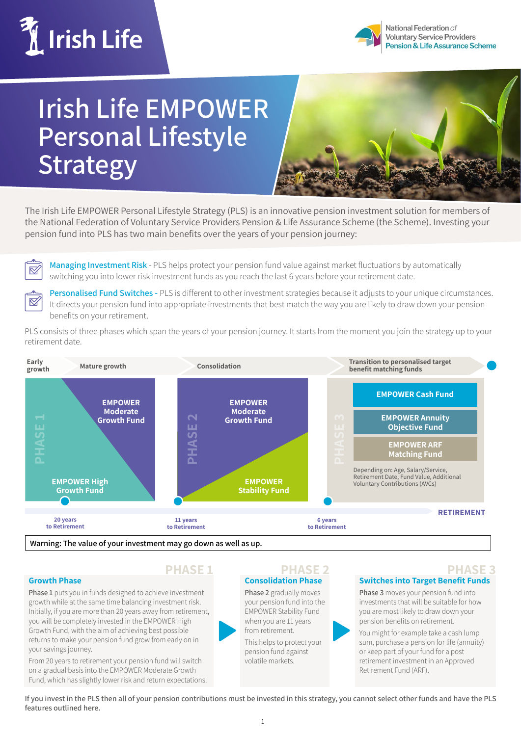Irish Life

National Federation of Voluntary Service Providers Pension & Life Assurance Scheme

# Irish Life EMPOWER Personal Lifestyle Strategy

The Irish Life EMPOWER Personal Lifestyle Strategy (PLS) is an innovative pension investment solution for members of the National Federation of Voluntary Service Providers Pension & Life Assurance Scheme (the Scheme). Investing your pension fund into PLS has two main benefits over the years of your pension journey:

- **Managing Investment Risk** - PLS helps protect your pension fund value against market fluctuations by automatically switching you into lower risk investment funds as you reach the last 6 years before your retirement date.
- **Personalised Fund Switches** - PLS is different to other investment strategies because it adjusts to your unique circumstances. It directs your pension fund into appropriate investments that best match the way you are likely to draw down your pension benefits on your retirement.

PLS consists of three phases which span the years of your pension journey. It starts from the moment you join the strategy up to your retirement date.

Early growth | Mature growth | Consolidation | Transition to personalised target benefit matching funds

**PHASE 1**: EMPOWER High Growth Fund → EMPOWER Moderate Growth Fund (20 years to Retirement)

**PHASE 2**: EMPOWER Moderate Growth Fund → EMPOWER Stability Fund (11 years to Retirement)

**PHASE 3** (6 years to Retirement):
- EMPOWER Cash Fund
- EMPOWER Annuity Objective Fund
- EMPOWER ARF Matching Fund

Depending on: Age, Salary/Service, Retirement Date, Fund Value, Additional Voluntary Contributions (AVCs)

RETIREMENT

**Warning: The value of your investment may go down as well as up.**

## PHASE 1

### Growth Phase

**Phase 1** puts you in funds designed to achieve investment growth while at the same time balancing investment risk. Initially, if you are more than 20 years away from retirement, you will be completely invested in the EMPOWER High Growth Fund, with the aim of achieving best possible returns to make your pension fund grow from early on in your savings journey.

From 20 years to retirement your pension fund will switch on a gradual basis into the EMPOWER Moderate Growth Fund, which has slightly lower risk and return expectations.

## PHASE 2

### Consolidation Phase

**Phase 2** gradually moves your pension fund into the EMPOWER Stability Fund when you are 11 years from retirement.

This helps to protect your pension fund against volatile markets.

## PHASE 3

### Switches into Target Benefit Funds

**Phase 3** moves your pension fund into investments that will be suitable for how you are most likely to draw down your pension benefits on retirement.

You might for example take a cash lump sum, purchase a pension for life (annuity) or keep part of your fund for a post retirement investment in an Approved Retirement Fund (ARF).

**If you invest in the PLS then all of your pension contributions must be invested in this strategy, you cannot select other funds and have the PLS features outlined here.**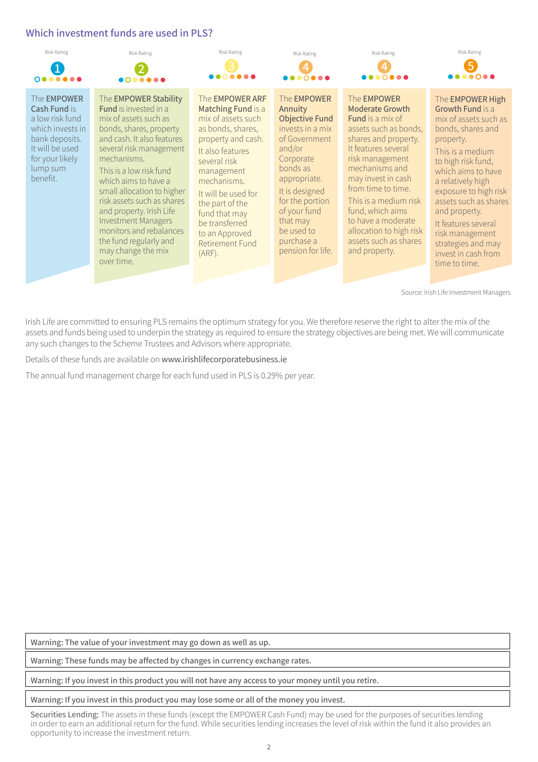## Which investment funds are used in PLS?

| Risk Rating 1 | Risk Rating 2 | Risk Rating 3 | Risk Rating 4 | Risk Rating 4 | Risk Rating 5 |
|---|---|---|---|---|---|
| The **EMPOWER Cash Fund** is a low risk fund which invests in bank deposits. It will be used for your likely lump sum benefit. | The **EMPOWER Stability Fund** is invested in a mix of assets such as bonds, shares, property and cash. It also features several risk management mechanisms. This is a low risk fund which aims to have a small allocation to higher risk assets such as shares and property. Irish Life Investment Managers monitors and rebalances the fund regularly and may change the mix over time. | The **EMPOWER ARF Matching Fund** is a mix of assets such as bonds, shares, property and cash. It also features several risk management mechanisms. It will be used for the part of the fund that may be transferred to an Approved Retirement Fund (ARF). | The **EMPOWER Annuity Objective Fund** invests in a mix of Government and/or Corporate bonds as appropriate. It is designed for the portion of your fund that may be used to purchase a pension for life. | The **EMPOWER Moderate Growth Fund** is a mix of assets such as bonds, shares and property. It features several risk management mechanisms and may invest in cash from time to time. This is a medium risk fund, which aims to have a moderate allocation to high risk assets such as shares and property. | The **EMPOWER High Growth Fund** is a mix of assets such as bonds, shares and property. This is a medium to high risk fund, which aims to have a relatively high exposure to high risk assets such as shares and property. It features several risk management strategies and may invest in cash from time to time. |

Source: Irish Life Investment Managers

Irish Life are committed to ensuring PLS remains the optimum strategy for you. We therefore reserve the right to alter the mix of the assets and funds being used to underpin the strategy as required to ensure the strategy objectives are being met. We will communicate any such changes to the Scheme Trustees and Advisors where appropriate.

Details of these funds are available on www.irishlifecorporatebusiness.ie

The annual fund management charge for each fund used in PLS is 0.29% per year.

**Warning: The value of your investment may go down as well as up.**

**Warning: These funds may be affected by changes in currency exchange rates.**

**Warning: If you invest in this product you will not have any access to your money until you retire.**

**Warning: If you invest in this product you may lose some or all of the money you invest.**

Securities Lending: The assets in these funds (except the EMPOWER Cash Fund) may be used for the purposes of securities lending in order to earn an additional return for the fund. While securities lending increases the level of risk within the fund it also provides an opportunity to increase the investment return.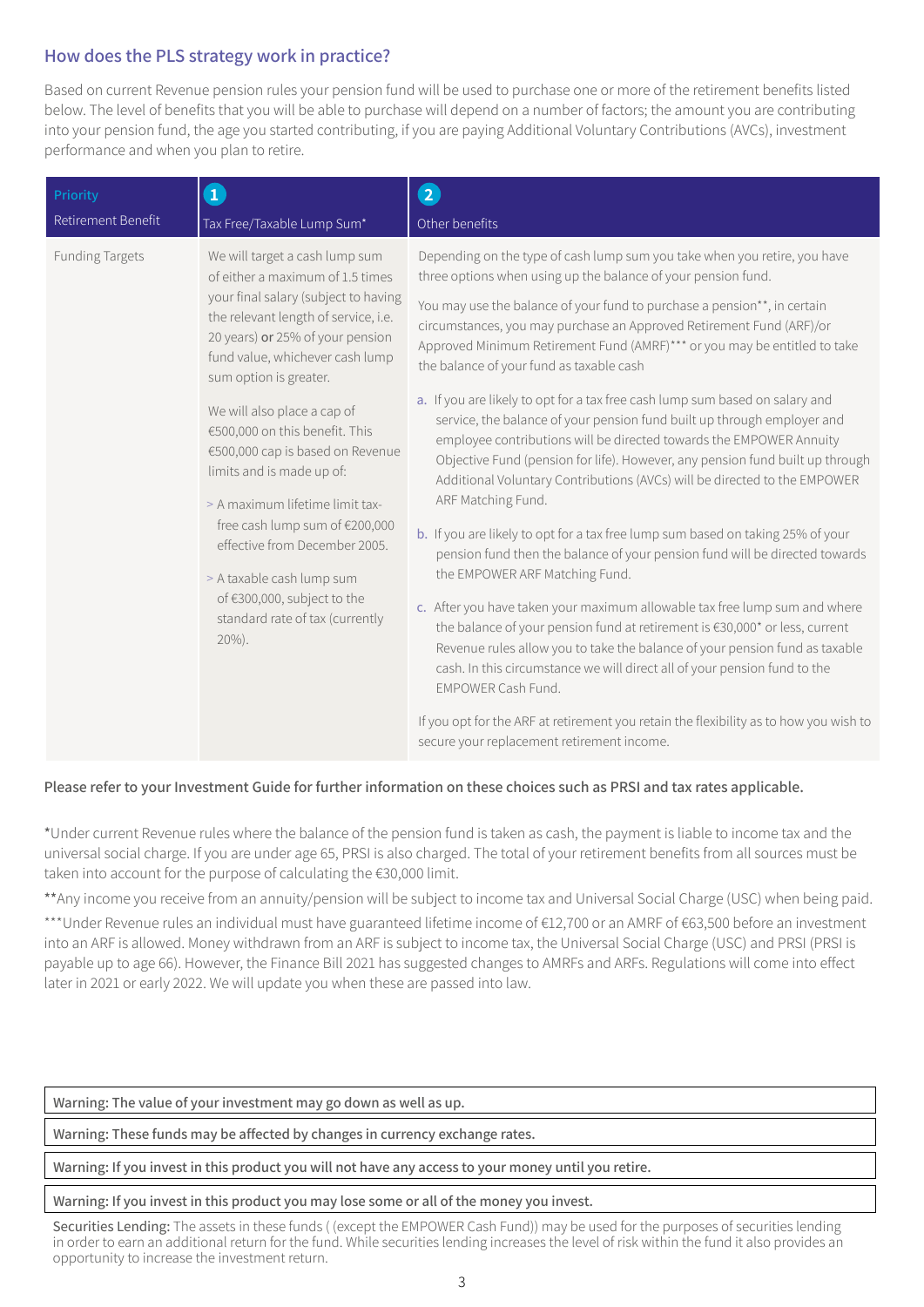## How does the PLS strategy work in practice?

Based on current Revenue pension rules your pension fund will be used to purchase one or more of the retirement benefits listed below. The level of benefits that you will be able to purchase will depend on a number of factors; the amount you are contributing into your pension fund, the age you started contributing, if you are paying Additional Voluntary Contributions (AVCs), investment performance and when you plan to retire.

| Priority<br>Retirement Benefit | 1<br>Tax Free/Taxable Lump Sum* | 2<br>Other benefits |
|---|---|---|
| Funding Targets | We will target a cash lump sum of either a maximum of 1.5 times your final salary (subject to having the relevant length of service, i.e. 20 years) **or** 25% of your pension fund value, whichever cash lump sum option is greater.<br><br>We will also place a cap of €500,000 on this benefit. This €500,000 cap is based on Revenue limits and is made up of:<br><br>> A maximum lifetime limit tax-free cash lump sum of €200,000 effective from December 2005.<br><br>> A taxable cash lump sum of €300,000, subject to the standard rate of tax (currently 20%). | Depending on the type of cash lump sum you take when you retire, you have three options when using up the balance of your pension fund.<br><br>You may use the balance of your fund to purchase a pension**, in certain circumstances, you may purchase an Approved Retirement Fund (ARF)/or Approved Minimum Retirement Fund (AMRF)*** or you may be entitled to take the balance of your fund as taxable cash<br><br>a. If you are likely to opt for a tax free cash lump sum based on salary and service, the balance of your pension fund built up through employer and employee contributions will be directed towards the EMPOWER Annuity Objective Fund (pension for life). However, any pension fund built up through Additional Voluntary Contributions (AVCs) will be directed to the EMPOWER ARF Matching Fund.<br><br>b. If you are likely to opt for a tax free lump sum based on taking 25% of your pension fund then the balance of your pension fund will be directed towards the EMPOWER ARF Matching Fund.<br><br>c. After you have taken your maximum allowable tax free lump sum and where the balance of your pension fund at retirement is €30,000* or less, current Revenue rules allow you to take the balance of your pension fund as taxable cash. In this circumstance we will direct all of your pension fund to the EMPOWER Cash Fund.<br><br>If you opt for the ARF at retirement you retain the flexibility as to how you wish to secure your replacement retirement income. |

**Please refer to your Investment Guide for further information on these choices such as PRSI and tax rates applicable.**

*Under current Revenue rules where the balance of the pension fund is taken as cash, the payment is liable to income tax and the universal social charge. If you are under age 65, PRSI is also charged. The total of your retirement benefits from all sources must be taken into account for the purpose of calculating the €30,000 limit.

**Any income you receive from an annuity/pension will be subject to income tax and Universal Social Charge (USC) when being paid.

***Under Revenue rules an individual must have guaranteed lifetime income of €12,700 or an AMRF of €63,500 before an investment into an ARF is allowed. Money withdrawn from an ARF is subject to income tax, the Universal Social Charge (USC) and PRSI (PRSI is payable up to age 66). However, the Finance Bill 2021 has suggested changes to AMRFs and ARFs. Regulations will come into effect later in 2021 or early 2022. We will update you when these are passed into law.

**Warning: The value of your investment may go down as well as up.**

**Warning: These funds may be affected by changes in currency exchange rates.**

**Warning: If you invest in this product you will not have any access to your money until you retire.**

**Warning: If you invest in this product you may lose some or all of the money you invest.**

**Securities Lending:** The assets in these funds ( (except the EMPOWER Cash Fund)) may be used for the purposes of securities lending in order to earn an additional return for the fund. While securities lending increases the level of risk within the fund it also provides an opportunity to increase the investment return.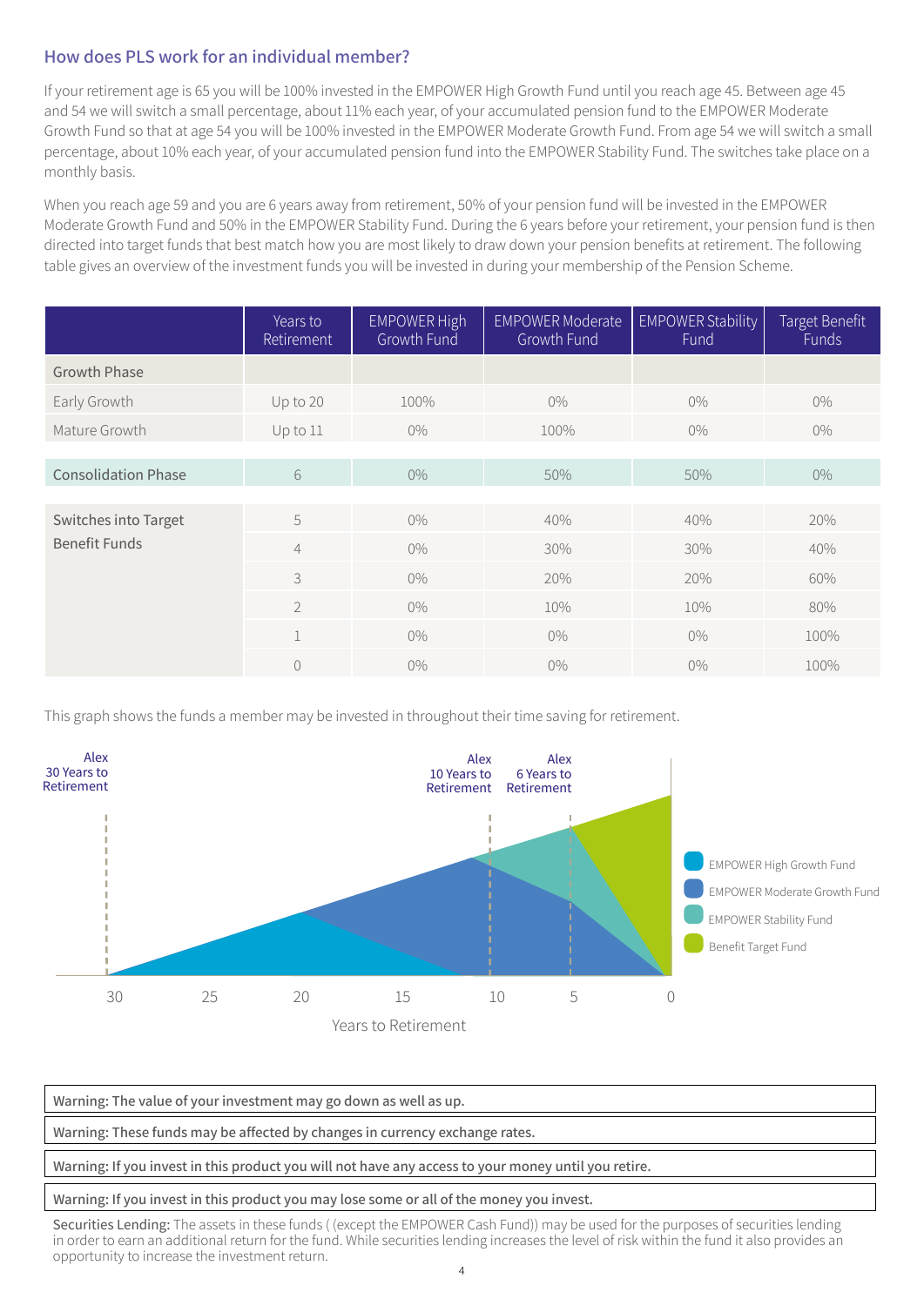## How does PLS work for an individual member?

If your retirement age is 65 you will be 100% invested in the EMPOWER High Growth Fund until you reach age 45. Between age 45 and 54 we will switch a small percentage, about 11% each year, of your accumulated pension fund to the EMPOWER Moderate Growth Fund so that at age 54 you will be 100% invested in the EMPOWER Moderate Growth Fund. From age 54 we will switch a small percentage, about 10% each year, of your accumulated pension fund into the EMPOWER Stability Fund. The switches take place on a monthly basis.

When you reach age 59 and you are 6 years away from retirement, 50% of your pension fund will be invested in the EMPOWER Moderate Growth Fund and 50% in the EMPOWER Stability Fund. During the 6 years before your retirement, your pension fund is then directed into target funds that best match how you are most likely to draw down your pension benefits at retirement. The following table gives an overview of the investment funds you will be invested in during your membership of the Pension Scheme.

| | Years to Retirement | EMPOWER High Growth Fund | EMPOWER Moderate Growth Fund | EMPOWER Stability Fund | Target Benefit Funds |
|---|---|---|---|---|---|
| Growth Phase | | | | | |
| Early Growth | Up to 20 | 100% | 0% | 0% | 0% |
| Mature Growth | Up to 11 | 0% | 100% | 0% | 0% |
| Consolidation Phase | 6 | 0% | 50% | 50% | 0% |
| Switches into Target Benefit Funds | 5 | 0% | 40% | 40% | 20% |
| | 4 | 0% | 30% | 30% | 40% |
| | 3 | 0% | 20% | 20% | 60% |
| | 2 | 0% | 10% | 10% | 80% |
| | 1 | 0% | 0% | 0% | 100% |
| | 0 | 0% | 0% | 0% | 100% |

This graph shows the funds a member may be invested in throughout their time saving for retirement.

Alex 30 Years to Retirement | Alex 10 Years to Retirement | Alex 6 Years to Retirement

EMPOWER High Growth Fund | EMPOWER Moderate Growth Fund | EMPOWER Stability Fund | Benefit Target Fund

30 | 25 | 20 | 15 | 10 | 5 | 0

Years to Retirement

**Warning: The value of your investment may go down as well as up.**

**Warning: These funds may be affected by changes in currency exchange rates.**

**Warning: If you invest in this product you will not have any access to your money until you retire.**

**Warning: If you invest in this product you may lose some or all of the money you invest.**

**Securities Lending:** The assets in these funds ( (except the EMPOWER Cash Fund)) may be used for the purposes of securities lending in order to earn an additional return for the fund. While securities lending increases the level of risk within the fund it also provides an opportunity to increase the investment return.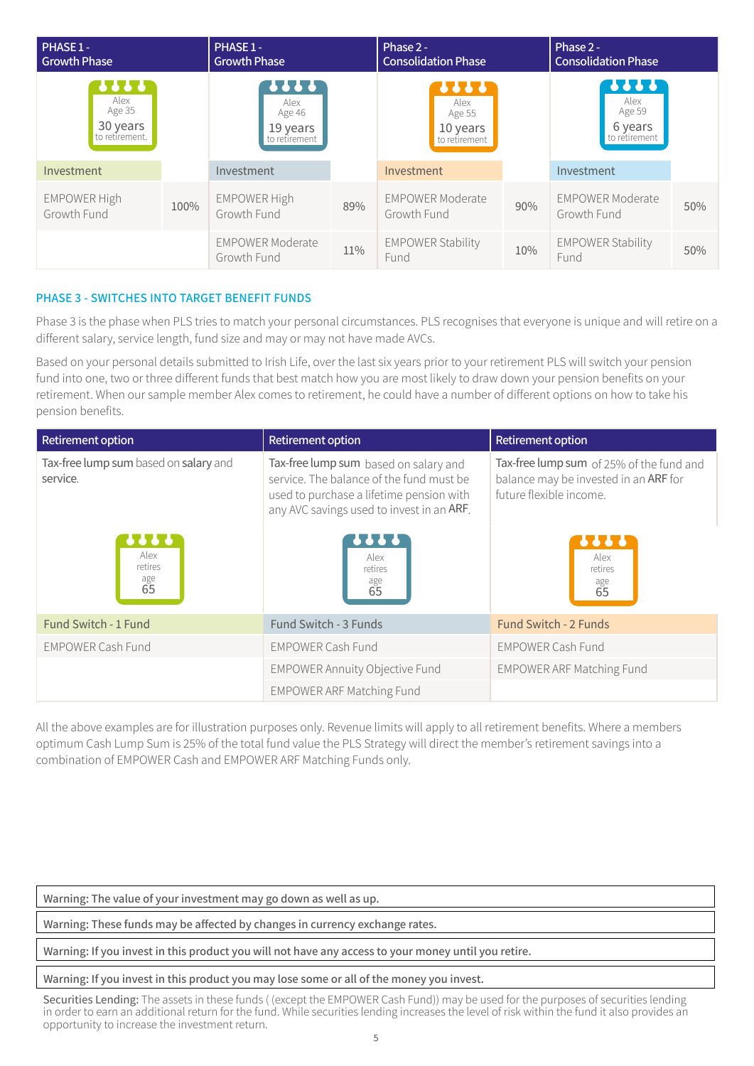| PHASE 1 - Growth Phase | | PHASE 1 - Growth Phase | | Phase 2 - Consolidation Phase | | Phase 2 - Consolidation Phase | |
|---|---|---|---|---|---|---|---|
| Alex Age 35 30 years to retirement. | | Alex Age 46 19 years to retirement | | Alex Age 55 10 years to retirement | | Alex Age 59 6 years to retirement | |
| Investment | | Investment | | Investment | | Investment | |
| EMPOWER High Growth Fund | 100% | EMPOWER High Growth Fund | 89% | EMPOWER Moderate Growth Fund | 90% | EMPOWER Moderate Growth Fund | 50% |
| | | EMPOWER Moderate Growth Fund | 11% | EMPOWER Stability Fund | 10% | EMPOWER Stability Fund | 50% |

## PHASE 3 - SWITCHES INTO TARGET BENEFIT FUNDS

Phase 3 is the phase when PLS tries to match your personal circumstances. PLS recognises that everyone is unique and will retire on a different salary, service length, fund size and may or may not have made AVCs.

Based on your personal details submitted to Irish Life, over the last six years prior to your retirement PLS will switch your pension fund into one, two or three different funds that best match how you are most likely to draw down your pension benefits on your retirement. When our sample member Alex comes to retirement, he could have a number of different options on how to take his pension benefits.

| Retirement option | Retirement option | Retirement option |
|---|---|---|
| **Tax-free lump sum** based on **salary** and **service**. | **Tax-free lump sum** based on salary and service. The balance of the fund must be used to purchase a lifetime pension with any AVC savings used to invest in an **ARF**. | **Tax-free lump sum** of 25% of the fund and balance may be invested in an **ARF** for future flexible income. |
| Alex retires age 65 | Alex retires age 65 | Alex retires age 65 |
| Fund Switch - 1 Fund | Fund Switch - 3 Funds | Fund Switch - 2 Funds |
| EMPOWER Cash Fund | EMPOWER Cash Fund | EMPOWER Cash Fund |
| | EMPOWER Annuity Objective Fund | EMPOWER ARF Matching Fund |
| | EMPOWER ARF Matching Fund | |

All the above examples are for illustration purposes only. Revenue limits will apply to all retirement benefits. Where a members optimum Cash Lump Sum is 25% of the total fund value the PLS Strategy will direct the member's retirement savings into a combination of EMPOWER Cash and EMPOWER ARF Matching Funds only.

**Warning: The value of your investment may go down as well as up.**

**Warning: These funds may be affected by changes in currency exchange rates.**

**Warning: If you invest in this product you will not have any access to your money until you retire.**

**Warning: If you invest in this product you may lose some or all of the money you invest.**

**Securities Lending:** The assets in these funds ( (except the EMPOWER Cash Fund)) may be used for the purposes of securities lending in order to earn an additional return for the fund. While securities lending increases the level of risk within the fund it also provides an opportunity to increase the investment return.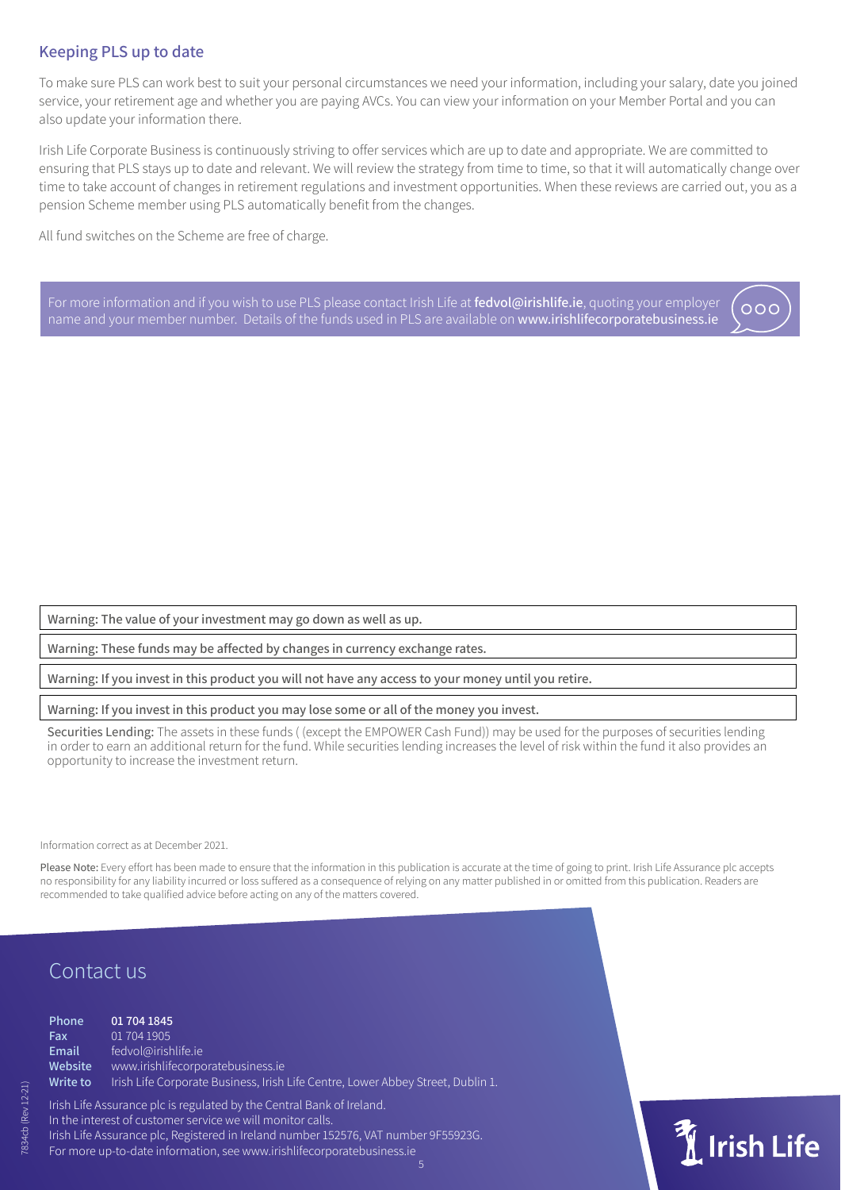## Keeping PLS up to date

To make sure PLS can work best to suit your personal circumstances we need your information, including your salary, date you joined service, your retirement age and whether you are paying AVCs. You can view your information on your Member Portal and you can also update your information there.

Irish Life Corporate Business is continuously striving to offer services which are up to date and appropriate. We are committed to ensuring that PLS stays up to date and relevant. We will review the strategy from time to time, so that it will automatically change over time to take account of changes in retirement regulations and investment opportunities. When these reviews are carried out, you as a pension Scheme member using PLS automatically benefit from the changes.

All fund switches on the Scheme are free of charge.

For more information and if you wish to use PLS please contact Irish Life at **fedvol@irishlife.ie**, quoting your employer name and your member number. Details of the funds used in PLS are available on **www.irishlifecorporatebusiness.ie**

**Warning: The value of your investment may go down as well as up.**

**Warning: These funds may be affected by changes in currency exchange rates.**

**Warning: If you invest in this product you will not have any access to your money until you retire.**

**Warning: If you invest in this product you may lose some or all of the money you invest.**

Securities Lending: The assets in these funds ( (except the EMPOWER Cash Fund)) may be used for the purposes of securities lending in order to earn an additional return for the fund. While securities lending increases the level of risk within the fund it also provides an opportunity to increase the investment return.

Information correct as at December 2021.

**Please Note:** Every effort has been made to ensure that the information in this publication is accurate at the time of going to print. Irish Life Assurance plc accepts no responsibility for any liability incurred or loss suffered as a consequence of relying on any matter published in or omitted from this publication. Readers are recommended to take qualified advice before acting on any of the matters covered.

## Contact us

**Phone** 01 704 1845
**Fax** 01 704 1905
**Email** fedvol@irishlife.ie
**Website** www.irishlifecorporatebusiness.ie
**Write to** Irish Life Corporate Business, Irish Life Centre, Lower Abbey Street, Dublin 1.

Irish Life Assurance plc is regulated by the Central Bank of Ireland.
In the interest of customer service we will monitor calls.
Irish Life Assurance plc, Registered in Ireland number 152576, VAT number 9F55923G.
For more up-to-date information, see www.irishlifecorporatebusiness.ie

7834cb (Rev 12-21)

Irish Life